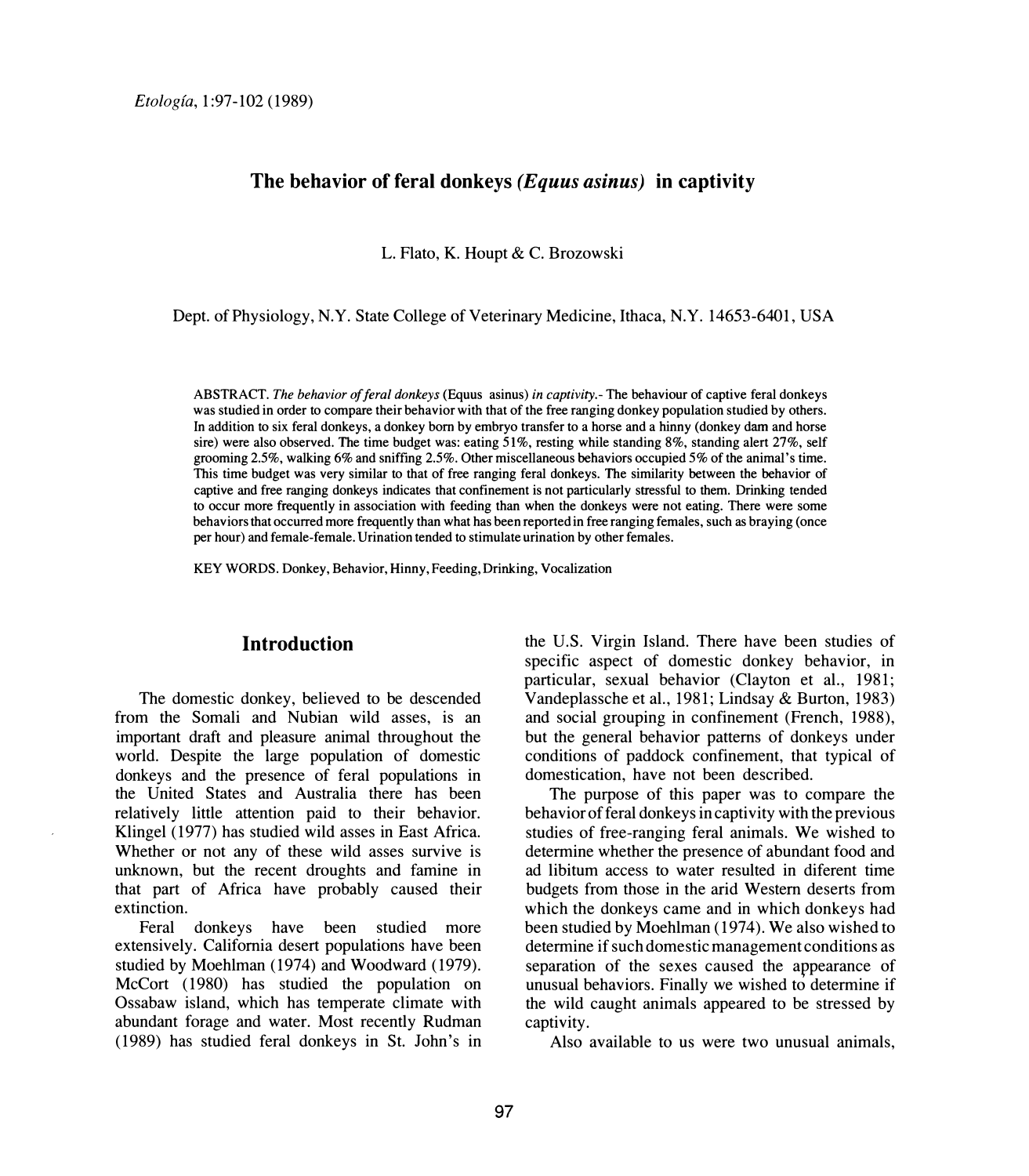# The behavior of feral donkeys *(Equus asinus)* in captivity

L. Flato, K. Houpt & C. Brozowski

Dept. of Physiology, N.Y. State College of Veterinary Medicine, Ithaca, N.Y. 14653-6401, USA

ABSTRACT. *The behavior of feral donkeys* (Equus asinus) *in captivity*.- The behaviour of captive feral donkeys was studied in order to compare their behavior with that of the free ranging donkey population studied by others. In addition to six feral donkeys, a donkey born by embryo transfer to a horse and a hinny (donkey dam and horse sire) were also observed. The time budget was: eating 51%, resting while standing 8%, standing alert 27%, self grooming 2.5%, walking 6% and sniffing 2.5%. Other miscellaneous behaviors occupied 5% of the animal's time. This time budget was very similar to that of free ranging feral donkeys. The similarity between the behavior of captive and free ranging donkeys indicates that confinement is not particularly stressful to them. Drinking tended to occur more frequently in association with feeding than when the donkeys were not eating. There were some behaviors that occurred more frequently than what has been reported in free ranging females, such as braying (once per hour) and female-female. Urination tended to stimulate urination by other females.

KEY WORDS. Donkey, Behavior, Hinny, Feeding, Drinking, Vocalization

## Introduction

The domestic donkey, believed to be descended from the Somali and Nubian wild asses, is an important draft and pleasure animal throughout the world. Despite the large population of domestic donkeys and the presence of feral populations in the United States and Australia there has been relatively little attention paid to their behavior. Klingel (1977) has studied wild asses in East Africa. Whether or not any of these wild asses survive is unknown, but the recent droughts and famine in that part of Africa have probably caused their extinction.

Feral donkeys have been studied more extensively. California desert populations have been studied by Moehlman (1974) and Woodward (1979). McCort (1980) has studied the population on Ossabaw island, which has temperate climate with abundant forage and water. Most recently Rudman (1989) has studied feral donkeys in St. John's in the U.S. Virgin Island. There have been studies of specific aspect of domestic donkey behavior, in particular, sexual behavior (Clayton et al., 1981; Vandeplassche et al., 1981; Lindsay & Burton, 1983) and social grouping in confinement (French, 1988), but the general behavior patterns of donkeys under conditions of paddock confinement, that typical of domestication, have not been described.

The purpose of this paper was to compare the behavior of feral donkeys in captivity with the previous studies of free-ranging feral animals. We wished to determine whether the presence of abundant food and ad libitum access to water resulted in diferent time budgets from those in the arid Western deserts from which the donkeys came and in which donkeys had been studied by Moehlman (1974). We also wished to determine if such domestic management conditions as separation of the sexes caused the appearance of unusual behaviors. Finally we wished to determine if the wild caught animals appeared to be stressed by captivity.

Also available to us were two unusual animals,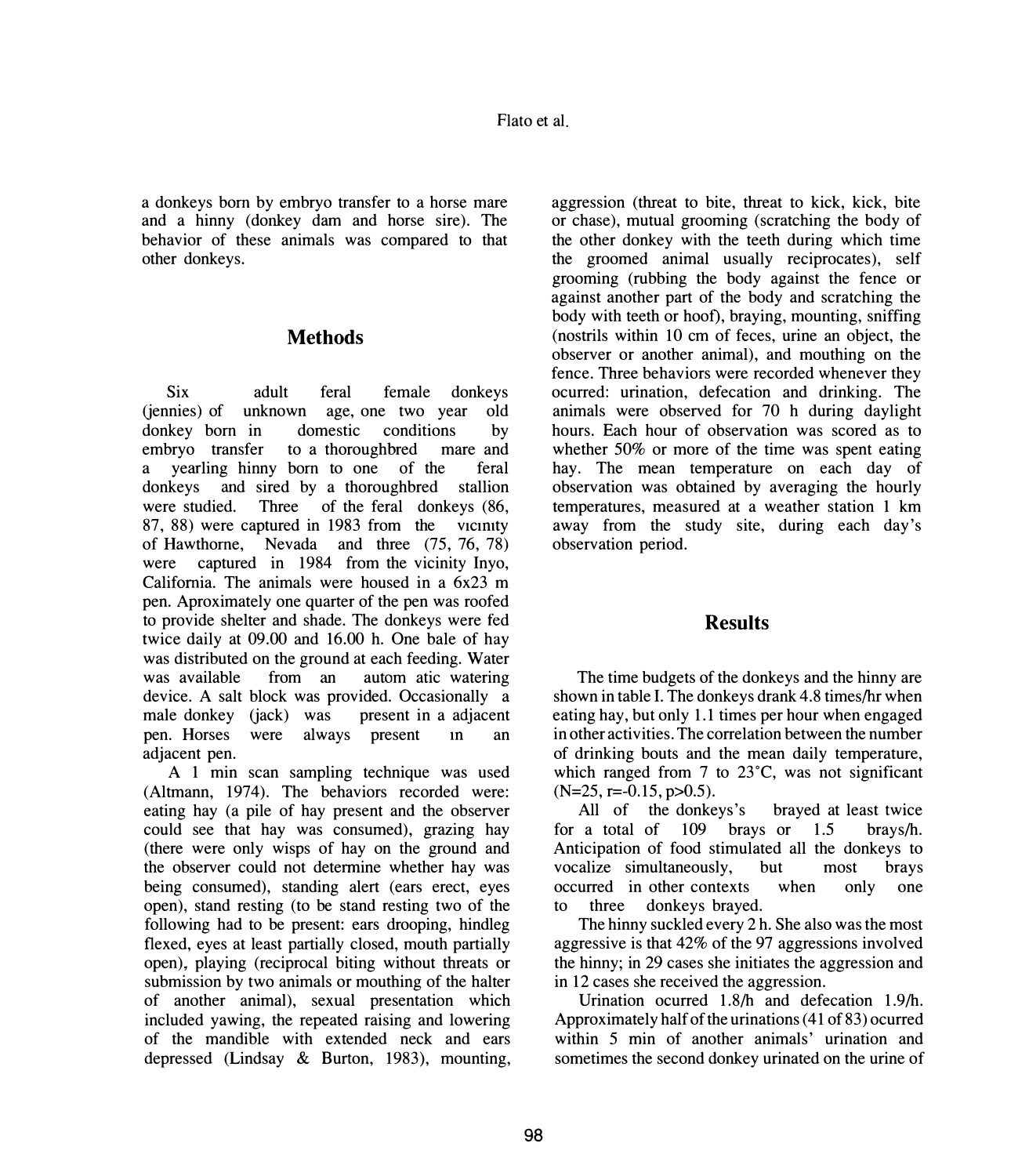a donkeys born by embryo transfer to a horse mare and a hinny (donkey dam and horse sire). The behavior of these animals was compared to that other donkeys.

## Methods

Six adult feral female donkeys (jennies) of unknown age, one two year old donkey born in domestic conditions by embryo transfer to a thoroughbred mare and a yearling hinny born to one of the feral donkeys and sired by a thoroughbred stallion were studied. Three of the feral donkeys (86, 87, 88) were captured in 1983 from the vicinity of Hawthorne, Nevada and three (75, 76, 78) were captured in 1984 from the vicinity Inyo, California. The animals were housed in a 6x23 m pen. Aproximately one quarter of the pen was roofed to provide shelter and shade. The donkeys were fed twice daily at 09.00 and 16.00 h. One bale of hay was distributed on the ground at each feeding. Water was available from an autom atic watering device. A salt block was provided. Occasionally a male donkey (jack) was present in a adjacent pen. Horses were always present in an adjacent pen.

A 1 min scan sampling technique was used (Altmann, 1974). The behaviors recorded were: eating hay (a pile of hay present and the observer could see that hay was consumed), grazing hay (there were only wisps of hay on the ground and the observer could not determine whether hay was being consumed), standing alert (ears erect, eyes open), stand resting (to be stand resting two of the following had to be present: ears drooping, hindleg flexed, eyes at least partially closed, mouth partially open), playing (reciprocal biting without threats or submission by two animals or mouthing of the halter of another animal), sexual presentation which included yawing, the repeated raising and lowering of the mandible with extended neck and ears depressed (Lindsay & Burton, 1983), mounting, aggression (threat to bite, threat to kick, kick, bite or chase), mutual grooming (scratching the body of the other donkey with the teeth during which time the groomed animal usually reciprocates), self grooming (rubbing the body against the fence or against another part of the body and scratching the body with teeth or hoof), braying, mounting, sniffing (nostrils within 10 cm of feces, urine an object, the observer or another animal), and mouthing on the fence. Three behaviors were recorded whenever they ocurred: urination, defecation and drinking. The animals were observed for 70 h during daylight hours. Each hour of observation was scored as to whether 50% or more of the time was spent eating hay. The mean temperature on each day of observation was obtained by averaging the hourly temperatures, measured at a weather station 1 km away from the study site, during each day's observation period.

## Results

The time budgets of the donkeys and the hinny are shown in table I. The donkeys drank 4.8 times/hr when eating hay, but only 1.1 times per hour when engaged in other activities. The correlation between the number of drinking bouts and the mean daily temperature, which ranged from 7 to 23°C, was not significant ($N=25$, $r=-0.15$, $p>0.5$).

All of the donkeys's brayed at least twice for a total of 109 brays or 1.5 brays/h. Anticipation of food stimulated all the donkeys to vocalize simultaneously, but most brays occurred in other contexts when only one to three donkeys brayed.

The hinny suckled every 2 h. She also was the most aggressive is that 42% of the 97 aggressions involved the hinny; in 29 cases she initiates the aggression and in 12 cases she received the aggression.

Urination ocurred 1.8/h and defecation 1.9/h. Approximately half of the urinations (41 of 83) ocurred within 5 min of another animals' urination and sometimes the second donkey urinated on the urine of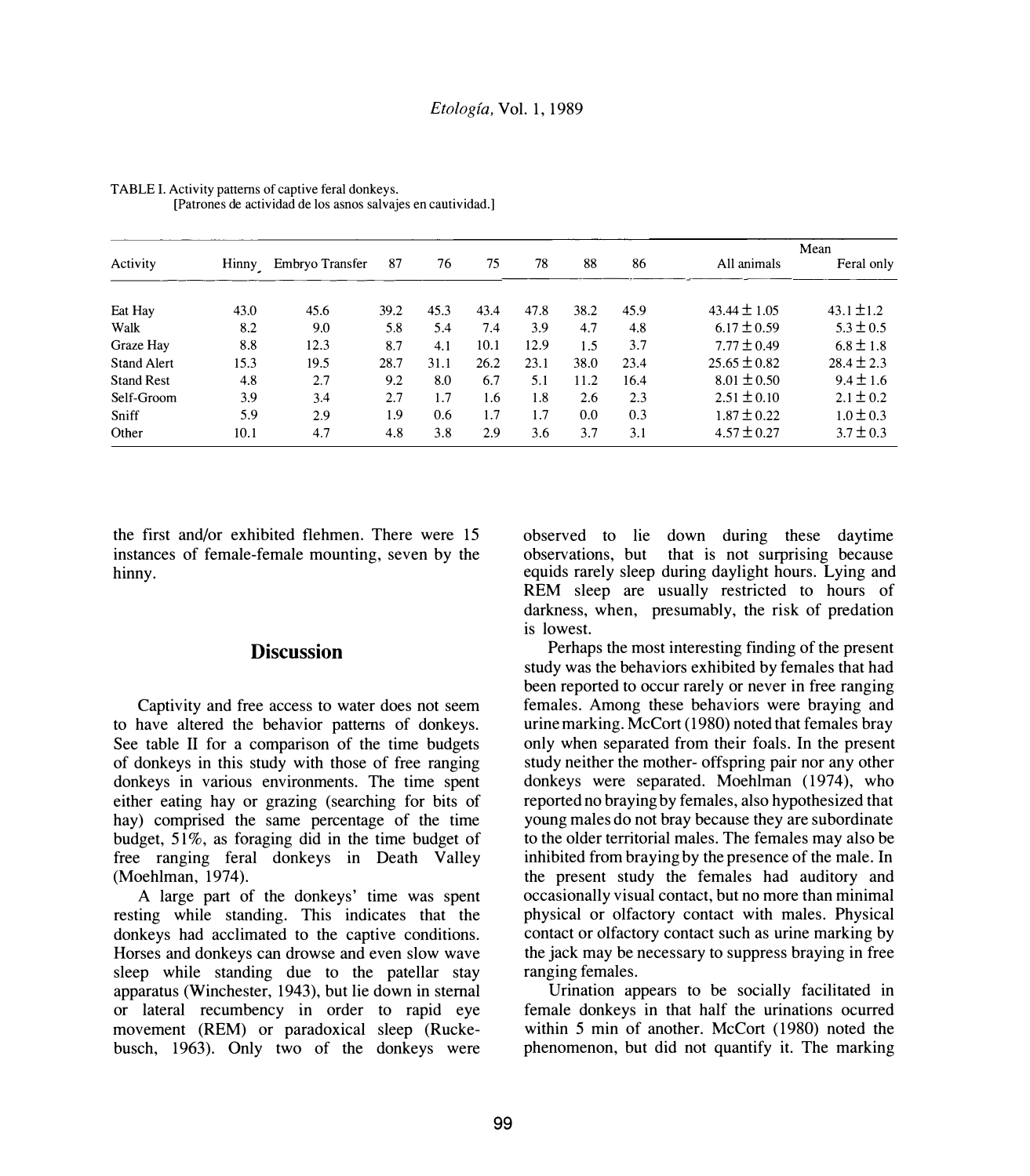TABLE I. Activity patterns of captive feral donkeys.
[Patrones de actividad de los asnos salvajes en cautividad.]

| Activity | Hinny | Embryo Transfer | 87 | 76 | 75 | 78 | 88 | 86 | Mean All animals | Mean Feral only |
|---|---|---|---|---|---|---|---|---|---|---|
| Eat Hay | 43.0 | 45.6 | 39.2 | 45.3 | 43.4 | 47.8 | 38.2 | 45.9 | 43.44 ± 1.05 | 43.1 ± 1.2 |
| Walk | 8.2 | 9.0 | 5.8 | 5.4 | 7.4 | 3.9 | 4.7 | 4.8 | 6.17 ± 0.59 | 5.3 ± 0.5 |
| Graze Hay | 8.8 | 12.3 | 8.7 | 4.1 | 10.1 | 12.9 | 1.5 | 3.7 | 7.77 ± 0.49 | 6.8 ± 1.8 |
| Stand Alert | 15.3 | 19.5 | 28.7 | 31.1 | 26.2 | 23.1 | 38.0 | 23.4 | 25.65 ± 0.82 | 28.4 ± 2.3 |
| Stand Rest | 4.8 | 2.7 | 9.2 | 8.0 | 6.7 | 5.1 | 11.2 | 16.4 | 8.01 ± 0.50 | 9.4 ± 1.6 |
| Self-Groom | 3.9 | 3.4 | 2.7 | 1.7 | 1.6 | 1.8 | 2.6 | 2.3 | 2.51 ± 0.10 | 2.1 ± 0.2 |
| Sniff | 5.9 | 2.9 | 1.9 | 0.6 | 1.7 | 1.7 | 0.0 | 0.3 | 1.87 ± 0.22 | 1.0 ± 0.3 |
| Other | 10.1 | 4.7 | 4.8 | 3.8 | 2.9 | 3.6 | 3.7 | 3.1 | 4.57 ± 0.27 | 3.7 ± 0.3 |

the first and/or exhibited flehmen. There were 15 instances of female-female mounting, seven by the hinny.

## Discussion

Captivity and free access to water does not seem to have altered the behavior patterns of donkeys. See table II for a comparison of the time budgets of donkeys in this study with those of free ranging donkeys in various environments. The time spent either eating hay or grazing (searching for bits of hay) comprised the same percentage of the time budget, 51%, as foraging did in the time budget of free ranging feral donkeys in Death Valley (Moehlman, 1974).

A large part of the donkeys' time was spent resting while standing. This indicates that the donkeys had acclimated to the captive conditions. Horses and donkeys can drowse and even slow wave sleep while standing due to the patellar stay apparatus (Winchester, 1943), but lie down in sternal or lateral recumbency in order to rapid eye movement (REM) or paradoxical sleep (Ruckebusch, 1963). Only two of the donkeys were observed to lie down during these daytime observations, but that is not surprising because equids rarely sleep during daylight hours. Lying and REM sleep are usually restricted to hours of darkness, when, presumably, the risk of predation is lowest.

Perhaps the most interesting finding of the present study was the behaviors exhibited by females that had been reported to occur rarely or never in free ranging females. Among these behaviors were braying and urine marking. McCort (1980) noted that females bray only when separated from their foals. In the present study neither the mother- offspring pair nor any other donkeys were separated. Moehlman (1974), who reported no braying by females, also hypothesized that young males do not bray because they are subordinate to the older territorial males. The females may also be inhibited from braying by the presence of the male. In the present study the females had auditory and occasionally visual contact, but no more than minimal physical or olfactory contact with males. Physical contact or olfactory contact such as urine marking by the jack may be necessary to suppress braying in free ranging females.

Urination appears to be socially facilitated in female donkeys in that half the urinations ocurred within 5 min of another. McCort (1980) noted the phenomenon, but did not quantify it. The marking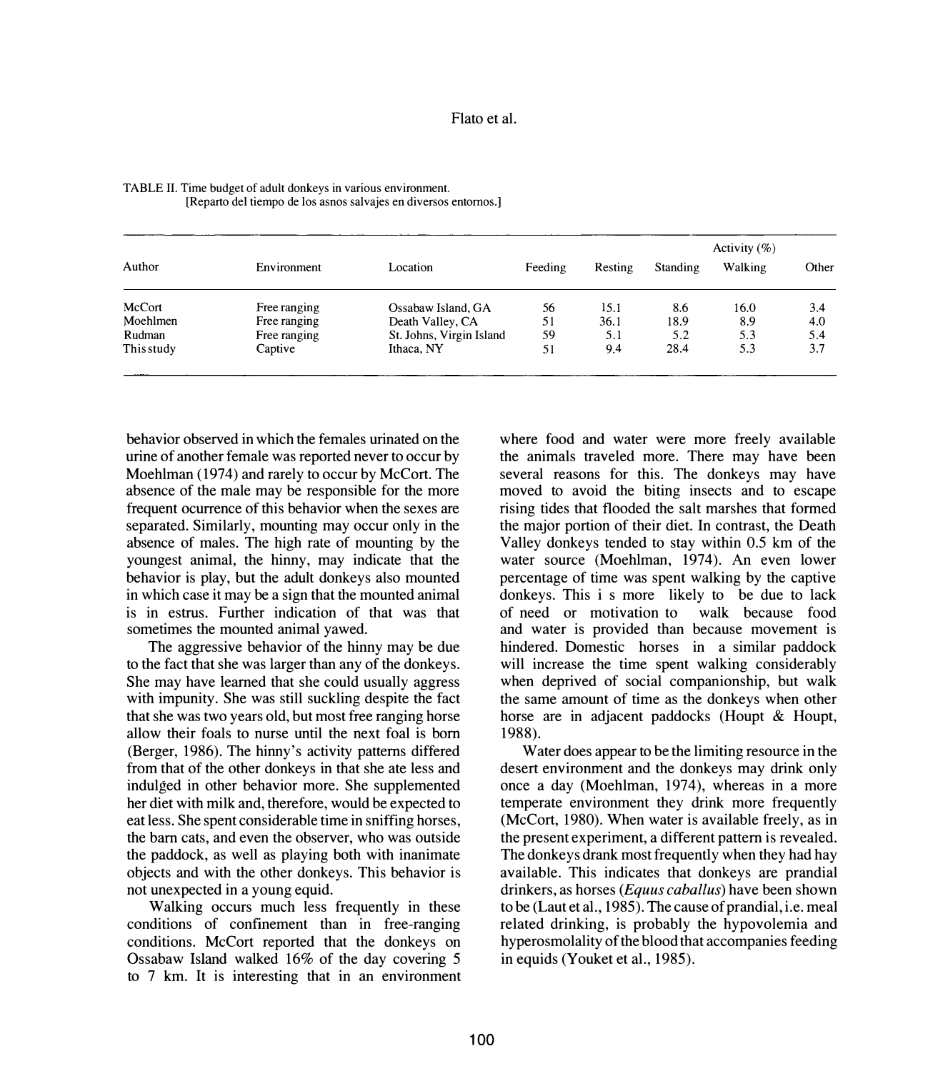TABLE II. Time budget of adult donkeys in various environment.
[Reparto del tiempo de los asnos salvajes en diversos entornos.]

| Author | Environment | Location | Activity (%) | | | | |
|---|---|---|---|---|---|---|---|
| | | | Feeding | Resting | Standing | Walking | Other |
| McCort | Free ranging | Ossabaw Island, GA | 56 | 15.1 | 8.6 | 16.0 | 3.4 |
| Moehlmen | Free ranging | Death Valley, CA | 51 | 36.1 | 18.9 | 8.9 | 4.0 |
| Rudman | Free ranging | St. Johns, Virgin Island | 59 | 5.1 | 5.2 | 5.3 | 5.4 |
| This study | Captive | Ithaca, NY | 51 | 9.4 | 28.4 | 5.3 | 3.7 |

behavior observed in which the females urinated on the urine of another female was reported never to occur by Moehlman (1974) and rarely to occur by McCort. The absence of the male may be responsible for the more frequent ocurrence of this behavior when the sexes are separated. Similarly, mounting may occur only in the absence of males. The high rate of mounting by the youngest animal, the hinny, may indicate that the behavior is play, but the adult donkeys also mounted in which case it may be a sign that the mounted animal is in estrus. Further indication of that was that sometimes the mounted animal yawed.

The aggressive behavior of the hinny may be due to the fact that she was larger than any of the donkeys. She may have learned that she could usually aggress with impunity. She was still suckling despite the fact that she was two years old, but most free ranging horse allow their foals to nurse until the next foal is born (Berger, 1986). The hinny's activity patterns differed from that of the other donkeys in that she ate less and indulged in other behavior more. She supplemented her diet with milk and, therefore, would be expected to eat less. She spent considerable time in sniffing horses, the barn cats, and even the observer, who was outside the paddock, as well as playing both with inanimate objects and with the other donkeys. This behavior is not unexpected in a young equid.

Walking occurs much less frequently in these conditions of confinement than in free-ranging conditions. McCort reported that the donkeys on Ossabaw Island walked 16% of the day covering 5 to 7 km. It is interesting that in an environment where food and water were more freely available the animals traveled more. There may have been several reasons for this. The donkeys may have moved to avoid the biting insects and to escape rising tides that flooded the salt marshes that formed the major portion of their diet. In contrast, the Death Valley donkeys tended to stay within 0.5 km of the water source (Moehlman, 1974). An even lower percentage of time was spent walking by the captive donkeys. This is more likely to be due to lack of need or motivation to walk because food and water is provided than because movement is hindered. Domestic horses in a similar paddock will increase the time spent walking considerably when deprived of social companionship, but walk the same amount of time as the donkeys when other horse are in adjacent paddocks (Houpt & Houpt, 1988).

Water does appear to be the limiting resource in the desert environment and the donkeys may drink only once a day (Moehlman, 1974), whereas in a more temperate environment they drink more frequently (McCort, 1980). When water is available freely, as in the present experiment, a different pattern is revealed. The donkeys drank most frequently when they had hay available. This indicates that donkeys are prandial drinkers, as horses (*Equus caballus*) have been shown to be (Laut et al., 1985). The cause of prandial, i.e. meal related drinking, is probably the hypovolemia and hyperosmolality of the blood that accompanies feeding in equids (Youket et al., 1985).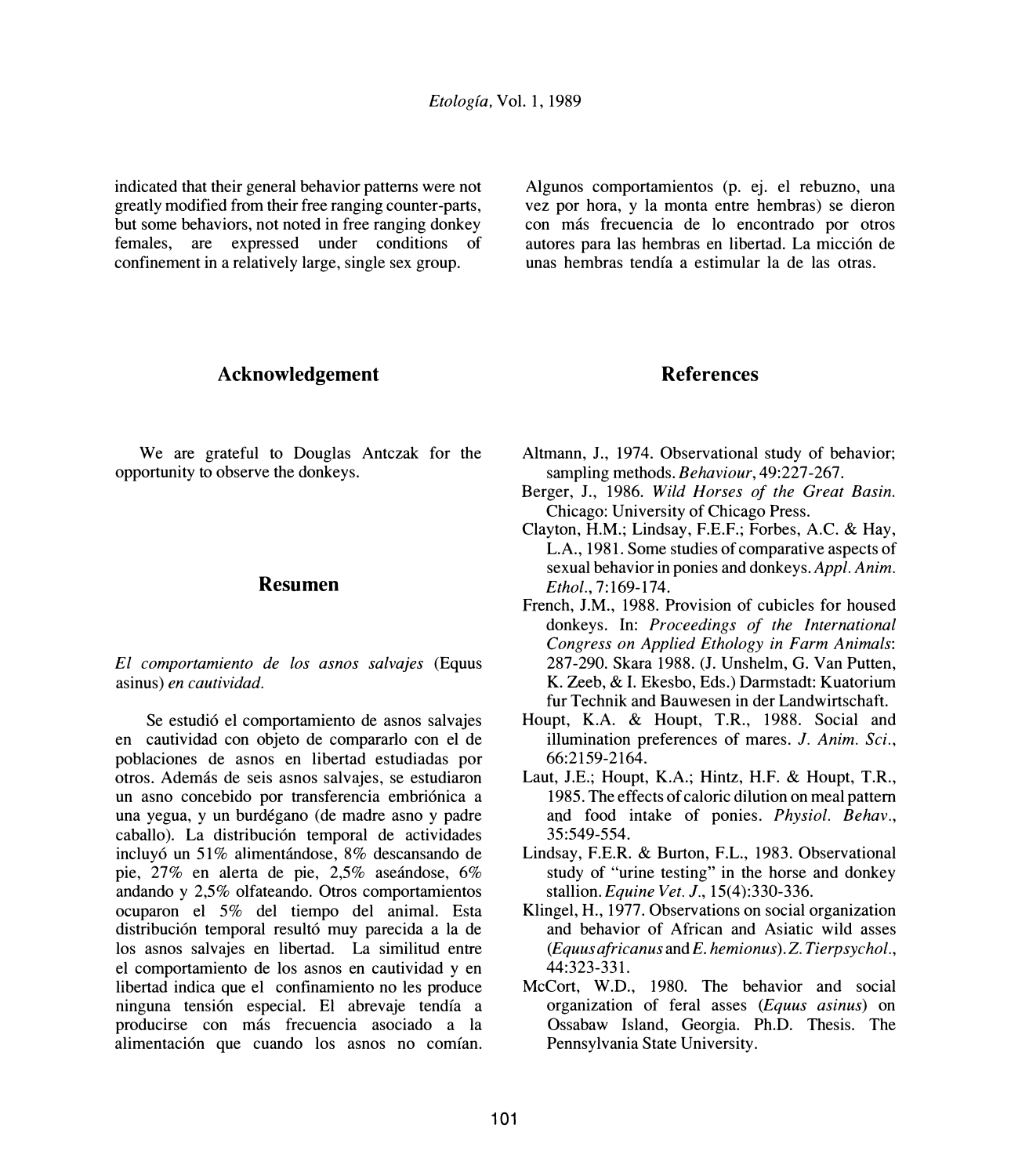indicated that their general behavior patterns were not greatly modified from their free ranging counter-parts, but some behaviors, not noted in free ranging donkey females, are expressed under conditions of confinement in a relatively large, single sex group.

## Acknowledgement

We are grateful to Douglas Antczak for the opportunity to observe the donkeys.

## Resumen

*El comportamiento de los asnos salvajes* (Equus asinus) *en cautividad.*

Se estudió el comportamiento de asnos salvajes en cautividad con objeto de compararlo con el de poblaciones de asnos en libertad estudiadas por otros. Además de seis asnos salvajes, se estudiaron un asno concebido por transferencia embriónica a una yegua, y un burdégano (de madre asno y padre caballo). La distribución temporal de actividades incluyó un 51% alimentándose, 8% descansando de pie, 27% en alerta de pie, 2,5% aseándose, 6% andando y 2,5% olfateando. Otros comportamientos ocuparon el 5% del tiempo del animal. Esta distribución temporal resultó muy parecida a la de los asnos salvajes en libertad. La similitud entre el comportamiento de los asnos en cautividad y en libertad indica que el confinamiento no les produce ninguna tensión especial. El abrevaje tendía a producirse con más frecuencia asociado a la alimentación que cuando los asnos no comían. Algunos comportamientos (p. ej. el rebuzno, una vez por hora, y la monta entre hembras) se dieron con más frecuencia de lo encontrado por otros autores para las hembras en libertad. La micción de unas hembras tendía a estimular la de las otras.

## References

Altmann, J., 1974. Observational study of behavior; sampling methods. *Behaviour*, 49:227-267.

Berger, J., 1986. *Wild Horses of the Great Basin.* Chicago: University of Chicago Press.

Clayton, H.M.; Lindsay, F.E.F.; Forbes, A.C. & Hay, L.A., 1981. Some studies of comparative aspects of sexual behavior in ponies and donkeys. *Appl. Anim. Ethol.*, 7:169-174.

French, J.M., 1988. Provision of cubicles for housed donkeys. In: *Proceedings of the International Congress on Applied Ethology in Farm Animals*: 287-290. Skara 1988. (J. Unshelm, G. Van Putten, K. Zeeb, & I. Ekesbo, Eds.) Darmstadt: Kuatorium fur Technik and Bauwesen in der Landwirtschaft.

Houpt, K.A. & Houpt, T.R., 1988. Social and illumination preferences of mares. *J. Anim. Sci.*, 66:2159-2164.

Laut, J.E.; Houpt, K.A.; Hintz, H.F. & Houpt, T.R., 1985. The effects of caloric dilution on meal pattern and food intake of ponies. *Physiol. Behav.*, 35:549-554.

Lindsay, F.E.R. & Burton, F.L., 1983. Observational study of "urine testing" in the horse and donkey stallion. *Equine Vet. J.*, 15(4):330-336.

Klingel, H., 1977. Observations on social organization and behavior of African and Asiatic wild asses (*Equus africanus* and *E. hemionus*). *Z. Tierpsychol.*, 44:323-331.

McCort, W.D., 1980. The behavior and social organization of feral asses (*Equus asinus*) on Ossabaw Island, Georgia. Ph.D. Thesis. The Pennsylvania State University.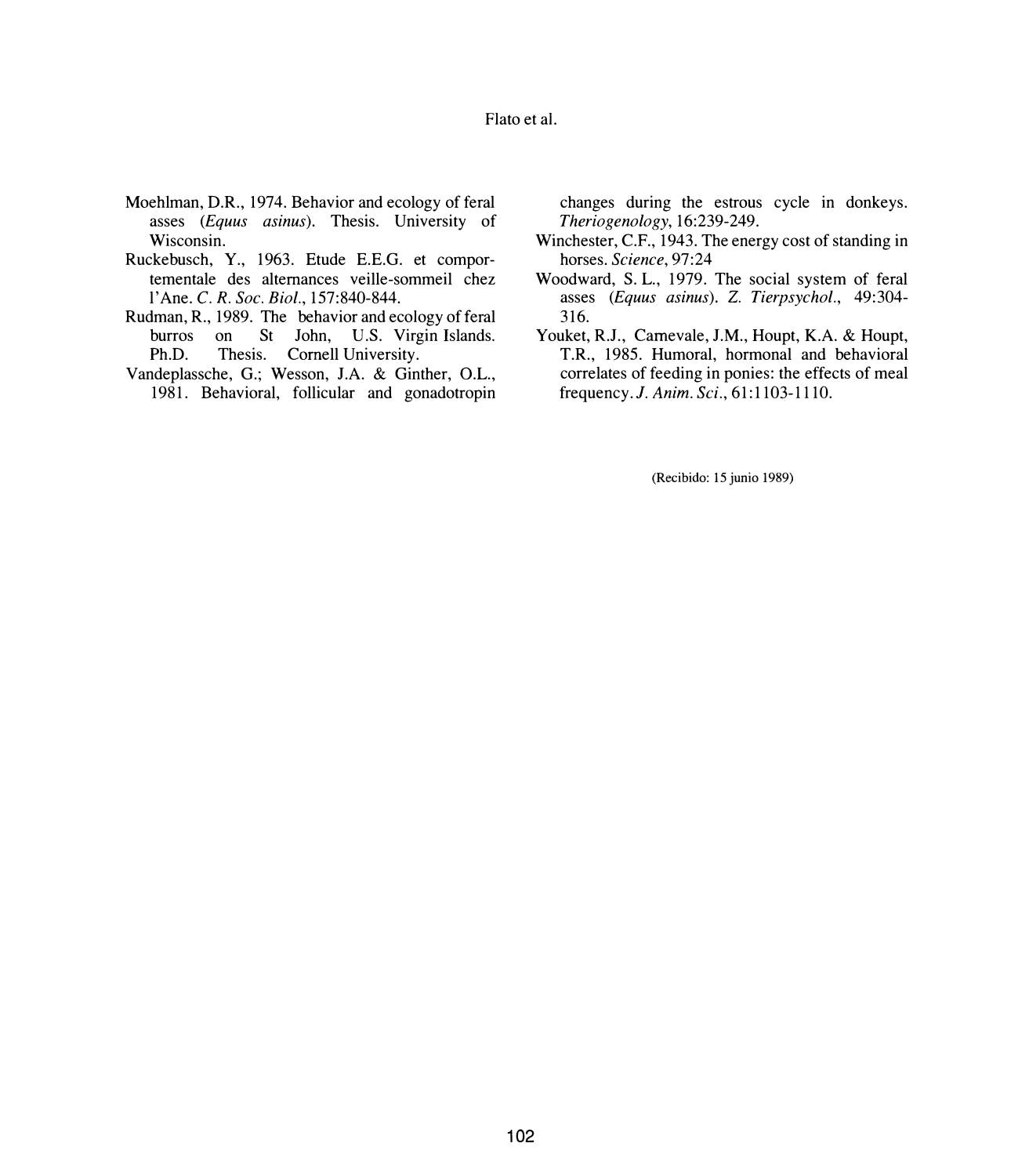Moehlman, D.R., 1974. Behavior and ecology of feral asses (*Equus asinus*). Thesis. University of Wisconsin.

Ruckebusch, Y., 1963. Etude E.E.G. et comportementale des alternances veille-sommeil chez l'Ane. *C. R. Soc. Biol.*, 157:840-844.

Rudman, R., 1989. The behavior and ecology of feral burros on St John, U.S. Virgin Islands. Ph.D. Thesis. Cornell University.

Vandeplassche, G.; Wesson, J.A. & Ginther, O.L., 1981. Behavioral, follicular and gonadotropin changes during the estrous cycle in donkeys. *Theriogenology*, 16:239-249.

Winchester, C.F., 1943. The energy cost of standing in horses. *Science*, 97:24

Woodward, S. L., 1979. The social system of feral asses (*Equus asinus*). *Z. Tierpsychol.*, 49:304-316.

Youket, R.J., Carnevale, J.M., Houpt, K.A. & Houpt, T.R., 1985. Humoral, hormonal and behavioral correlates of feeding in ponies: the effects of meal frequency. *J. Anim. Sci.*, 61:1103-1110.

(Recibido: 15 junio 1989)